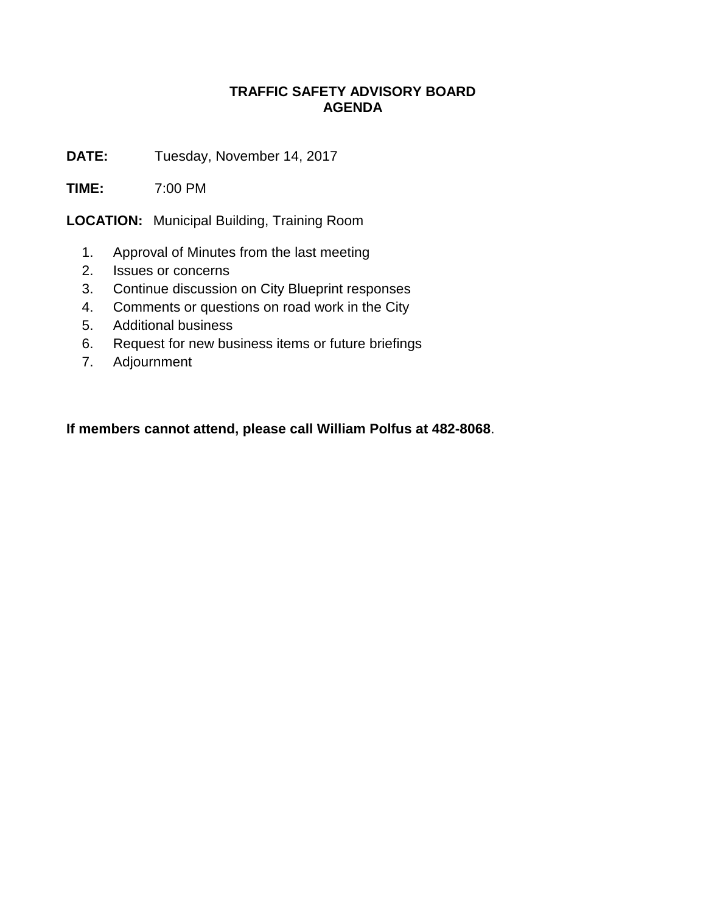# TRAFFIC SAFETY ADVISORY BOARD
# AGENDA

**DATE:** Tuesday, November 14, 2017

**TIME:** 7:00 PM

**LOCATION:** Municipal Building, Training Room

1. Approval of Minutes from the last meeting
2. Issues or concerns
3. Continue discussion on City Blueprint responses
4. Comments or questions on road work in the City
5. Additional business
6. Request for new business items or future briefings
7. Adjournment

**If members cannot attend, please call William Polfus at 482-8068**.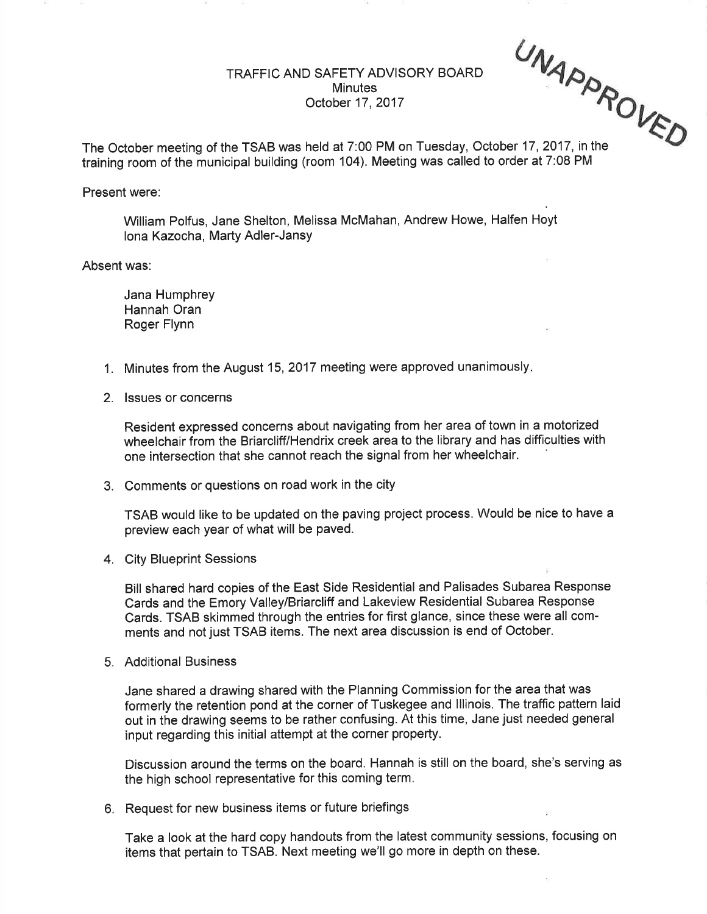UNAPPROVED

# TRAFFIC AND SAFETY ADVISORY BOARD
## Minutes
### October 17, 2017

The October meeting of the TSAB was held at 7:00 PM on Tuesday, October 17, 2017, in the training room of the municipal building (room 104). Meeting was called to order at 7:08 PM

Present were:

William Polfus, Jane Shelton, Melissa McMahan, Andrew Howe, Halfen Hoyt
Iona Kazocha, Marty Adler-Jansy

Absent was:

Jana Humphrey
Hannah Oran
Roger Flynn

1. Minutes from the August 15, 2017 meeting were approved unanimously.

2. Issues or concerns

   Resident expressed concerns about navigating from her area of town in a motorized wheelchair from the Briarcliff/Hendrix creek area to the library and has difficulties with one intersection that she cannot reach the signal from her wheelchair.

3. Comments or questions on road work in the city

   TSAB would like to be updated on the paving project process. Would be nice to have a preview each year of what will be paved.

4. City Blueprint Sessions

   Bill shared hard copies of the East Side Residential and Palisades Subarea Response Cards and the Emory Valley/Briarcliff and Lakeview Residential Subarea Response Cards. TSAB skimmed through the entries for first glance, since these were all comments and not just TSAB items. The next area discussion is end of October.

5. Additional Business

   Jane shared a drawing shared with the Planning Commission for the area that was formerly the retention pond at the corner of Tuskegee and Illinois. The traffic pattern laid out in the drawing seems to be rather confusing. At this time, Jane just needed general input regarding this initial attempt at the corner property.

   Discussion around the terms on the board. Hannah is still on the board, she's serving as the high school representative for this coming term.

6. Request for new business items or future briefings

   Take a look at the hard copy handouts from the latest community sessions, focusing on items that pertain to TSAB. Next meeting we'll go more in depth on these.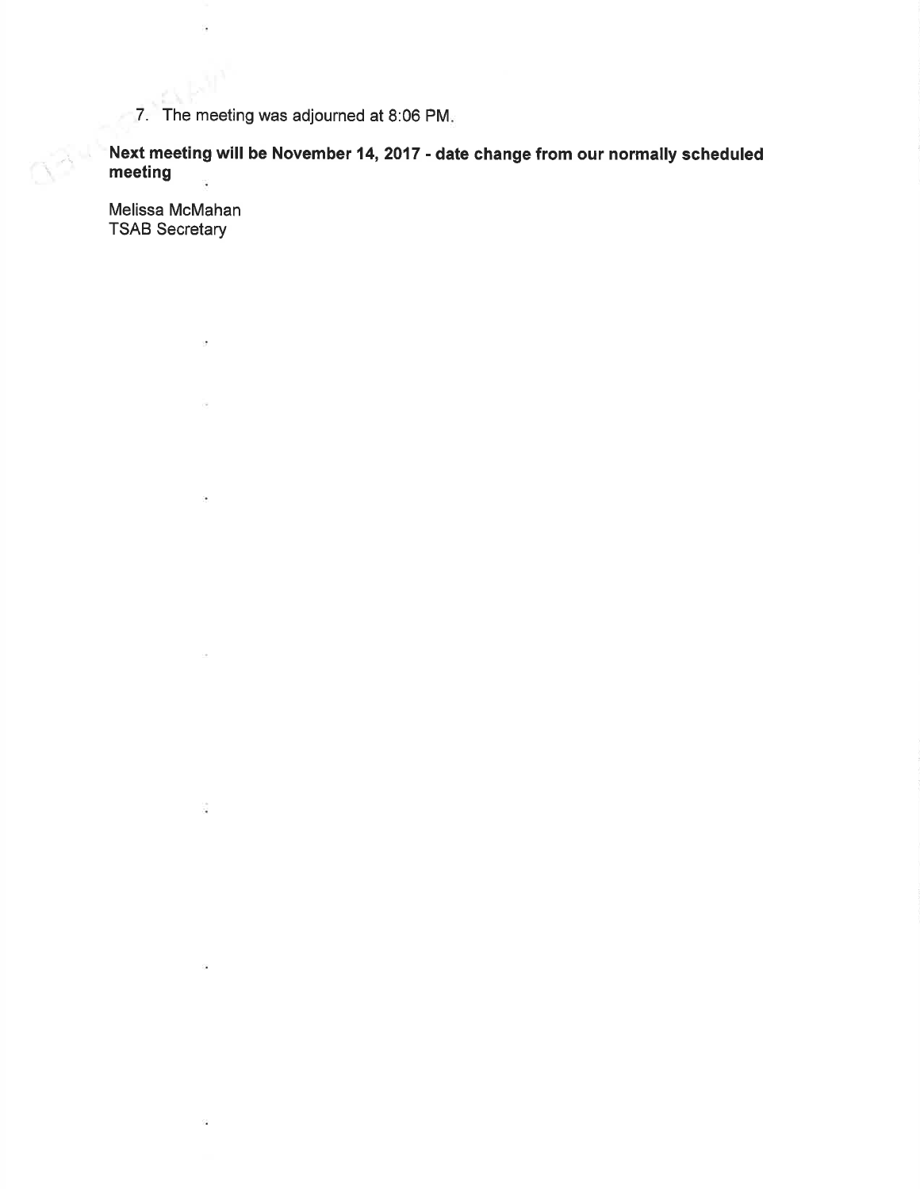7. The meeting was adjourned at 8:06 PM.

**Next meeting will be November 14, 2017 - date change from our normally scheduled meeting**

Melissa McMahan
TSAB Secretary